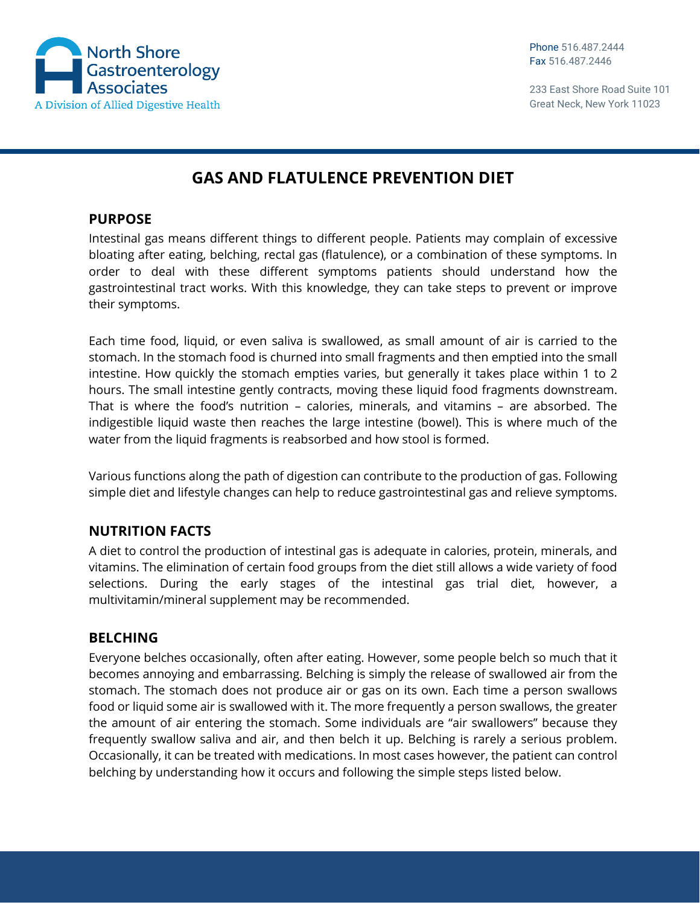North Shore Gastroenterology Associates
A Division of Allied Digestive Health

Phone 516.487.2444
Fax 516.487.2446

233 East Shore Road Suite 101
Great Neck, New York 11023

# GAS AND FLATULENCE PREVENTION DIET

## PURPOSE

Intestinal gas means different things to different people. Patients may complain of excessive bloating after eating, belching, rectal gas (flatulence), or a combination of these symptoms. In order to deal with these different symptoms patients should understand how the gastrointestinal tract works. With this knowledge, they can take steps to prevent or improve their symptoms.

Each time food, liquid, or even saliva is swallowed, as small amount of air is carried to the stomach. In the stomach food is churned into small fragments and then emptied into the small intestine. How quickly the stomach empties varies, but generally it takes place within 1 to 2 hours. The small intestine gently contracts, moving these liquid food fragments downstream. That is where the food's nutrition – calories, minerals, and vitamins – are absorbed. The indigestible liquid waste then reaches the large intestine (bowel). This is where much of the water from the liquid fragments is reabsorbed and how stool is formed.

Various functions along the path of digestion can contribute to the production of gas. Following simple diet and lifestyle changes can help to reduce gastrointestinal gas and relieve symptoms.

## NUTRITION FACTS

A diet to control the production of intestinal gas is adequate in calories, protein, minerals, and vitamins. The elimination of certain food groups from the diet still allows a wide variety of food selections. During the early stages of the intestinal gas trial diet, however, a multivitamin/mineral supplement may be recommended.

## BELCHING

Everyone belches occasionally, often after eating. However, some people belch so much that it becomes annoying and embarrassing. Belching is simply the release of swallowed air from the stomach. The stomach does not produce air or gas on its own. Each time a person swallows food or liquid some air is swallowed with it. The more frequently a person swallows, the greater the amount of air entering the stomach. Some individuals are "air swallowers" because they frequently swallow saliva and air, and then belch it up. Belching is rarely a serious problem. Occasionally, it can be treated with medications. In most cases however, the patient can control belching by understanding how it occurs and following the simple steps listed below.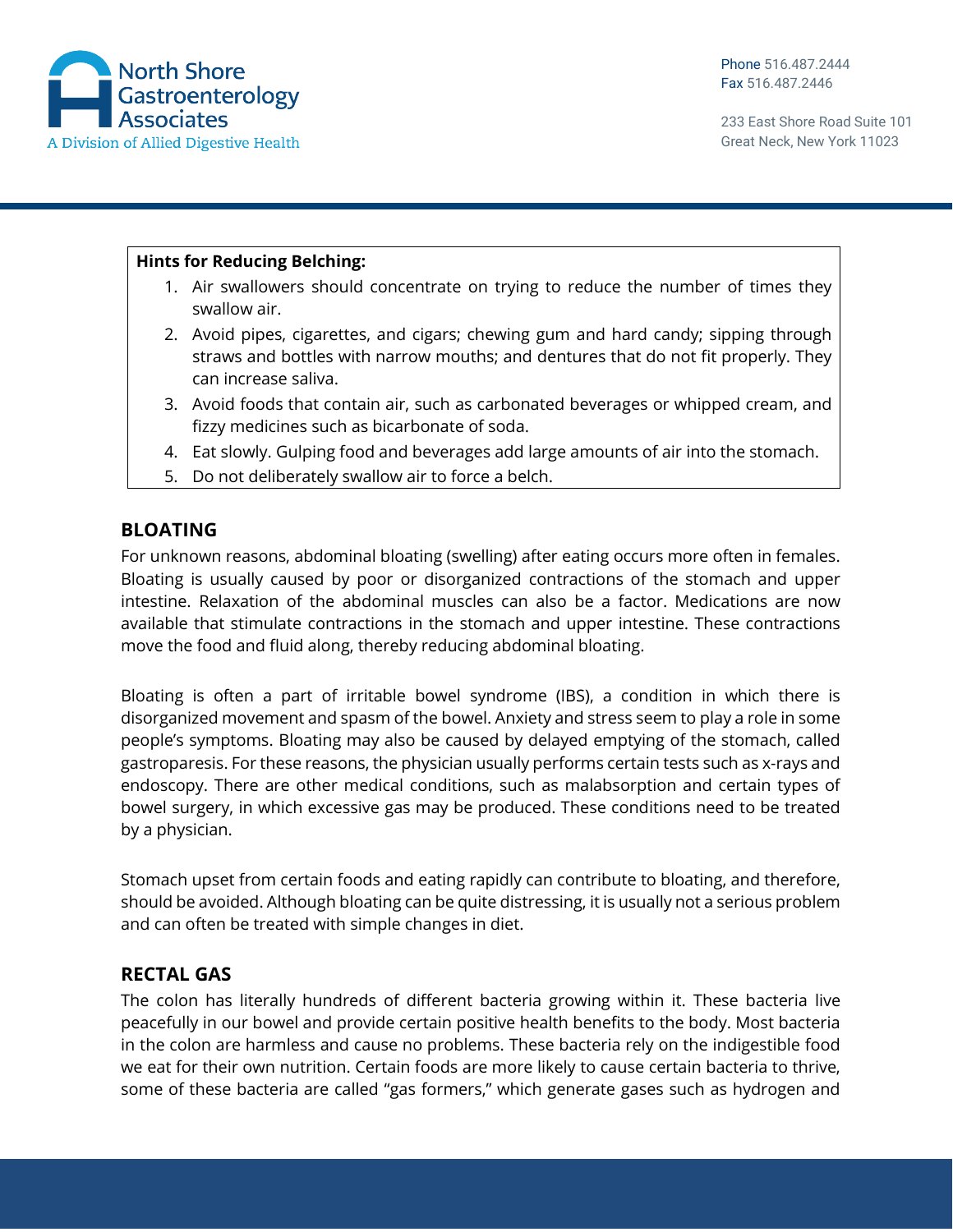**Hints for Reducing Belching:**

1. Air swallowers should concentrate on trying to reduce the number of times they swallow air.
2. Avoid pipes, cigarettes, and cigars; chewing gum and hard candy; sipping through straws and bottles with narrow mouths; and dentures that do not fit properly. They can increase saliva.
3. Avoid foods that contain air, such as carbonated beverages or whipped cream, and fizzy medicines such as bicarbonate of soda.
4. Eat slowly. Gulping food and beverages add large amounts of air into the stomach.
5. Do not deliberately swallow air to force a belch.

## BLOATING

For unknown reasons, abdominal bloating (swelling) after eating occurs more often in females. Bloating is usually caused by poor or disorganized contractions of the stomach and upper intestine. Relaxation of the abdominal muscles can also be a factor. Medications are now available that stimulate contractions in the stomach and upper intestine. These contractions move the food and fluid along, thereby reducing abdominal bloating.

Bloating is often a part of irritable bowel syndrome (IBS), a condition in which there is disorganized movement and spasm of the bowel. Anxiety and stress seem to play a role in some people's symptoms. Bloating may also be caused by delayed emptying of the stomach, called gastroparesis. For these reasons, the physician usually performs certain tests such as x-rays and endoscopy. There are other medical conditions, such as malabsorption and certain types of bowel surgery, in which excessive gas may be produced. These conditions need to be treated by a physician.

Stomach upset from certain foods and eating rapidly can contribute to bloating, and therefore, should be avoided. Although bloating can be quite distressing, it is usually not a serious problem and can often be treated with simple changes in diet.

## RECTAL GAS

The colon has literally hundreds of different bacteria growing within it. These bacteria live peacefully in our bowel and provide certain positive health benefits to the body. Most bacteria in the colon are harmless and cause no problems. These bacteria rely on the indigestible food we eat for their own nutrition. Certain foods are more likely to cause certain bacteria to thrive, some of these bacteria are called "gas formers," which generate gases such as hydrogen and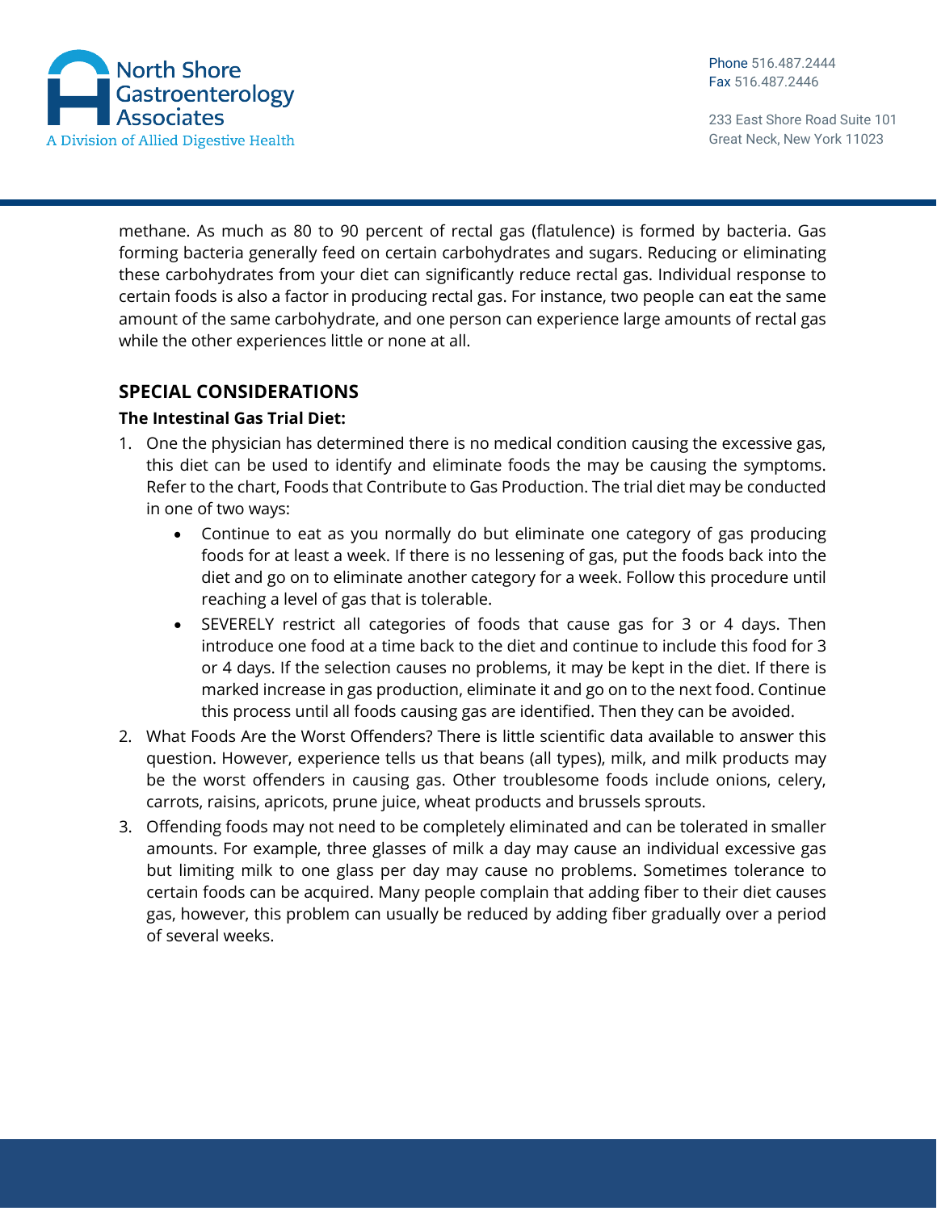methane. As much as 80 to 90 percent of rectal gas (flatulence) is formed by bacteria. Gas forming bacteria generally feed on certain carbohydrates and sugars. Reducing or eliminating these carbohydrates from your diet can significantly reduce rectal gas. Individual response to certain foods is also a factor in producing rectal gas. For instance, two people can eat the same amount of the same carbohydrate, and one person can experience large amounts of rectal gas while the other experiences little or none at all.

## SPECIAL CONSIDERATIONS

**The Intestinal Gas Trial Diet:**

1. One the physician has determined there is no medical condition causing the excessive gas, this diet can be used to identify and eliminate foods the may be causing the symptoms. Refer to the chart, Foods that Contribute to Gas Production. The trial diet may be conducted in one of two ways:
   - Continue to eat as you normally do but eliminate one category of gas producing foods for at least a week. If there is no lessening of gas, put the foods back into the diet and go on to eliminate another category for a week. Follow this procedure until reaching a level of gas that is tolerable.
   - SEVERELY restrict all categories of foods that cause gas for 3 or 4 days. Then introduce one food at a time back to the diet and continue to include this food for 3 or 4 days. If the selection causes no problems, it may be kept in the diet. If there is marked increase in gas production, eliminate it and go on to the next food. Continue this process until all foods causing gas are identified. Then they can be avoided.
2. What Foods Are the Worst Offenders? There is little scientific data available to answer this question. However, experience tells us that beans (all types), milk, and milk products may be the worst offenders in causing gas. Other troublesome foods include onions, celery, carrots, raisins, apricots, prune juice, wheat products and brussels sprouts.
3. Offending foods may not need to be completely eliminated and can be tolerated in smaller amounts. For example, three glasses of milk a day may cause an individual excessive gas but limiting milk to one glass per day may cause no problems. Sometimes tolerance to certain foods can be acquired. Many people complain that adding fiber to their diet causes gas, however, this problem can usually be reduced by adding fiber gradually over a period of several weeks.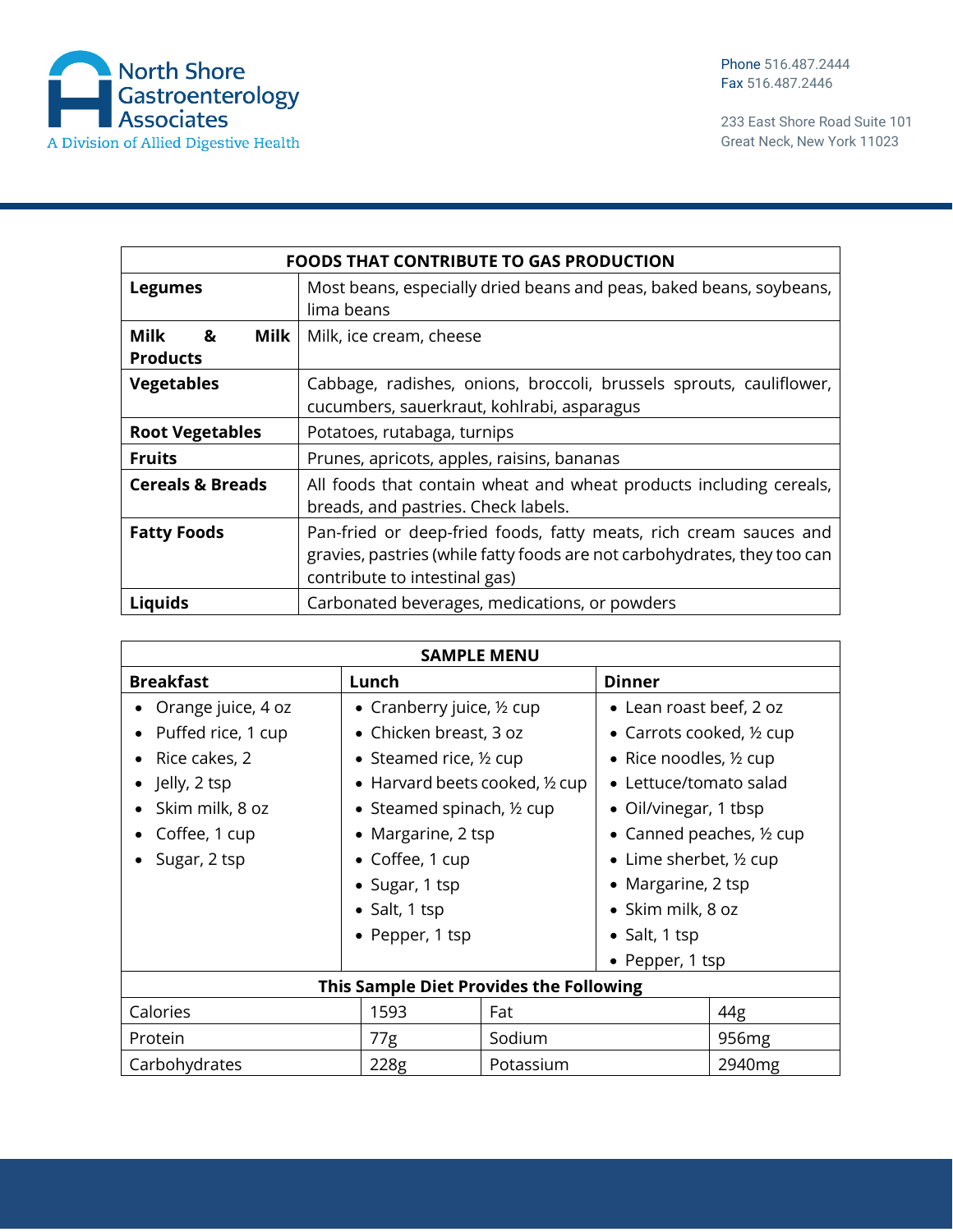North Shore Gastroenterology Associates
A Division of Allied Digestive Health

Phone 516.487.2444
Fax 516.487.2446

233 East Shore Road Suite 101
Great Neck, New York 11023

| FOODS THAT CONTRIBUTE TO GAS PRODUCTION | |
|---|---|
| **Legumes** | Most beans, especially dried beans and peas, baked beans, soybeans, lima beans |
| **Milk & Milk Products** | Milk, ice cream, cheese |
| **Vegetables** | Cabbage, radishes, onions, broccoli, brussels sprouts, cauliflower, cucumbers, sauerkraut, kohlrabi, asparagus |
| **Root Vegetables** | Potatoes, rutabaga, turnips |
| **Fruits** | Prunes, apricots, apples, raisins, bananas |
| **Cereals & Breads** | All foods that contain wheat and wheat products including cereals, breads, and pastries. Check labels. |
| **Fatty Foods** | Pan-fried or deep-fried foods, fatty meats, rich cream sauces and gravies, pastries (while fatty foods are not carbohydrates, they too can contribute to intestinal gas) |
| **Liquids** | Carbonated beverages, medications, or powders |

**SAMPLE MENU**

| Breakfast | Lunch | Dinner |
|---|---|---|
| • Orange juice, 4 oz<br>• Puffed rice, 1 cup<br>• Rice cakes, 2<br>• Jelly, 2 tsp<br>• Skim milk, 8 oz<br>• Coffee, 1 cup<br>• Sugar, 2 tsp | • Cranberry juice, ½ cup<br>• Chicken breast, 3 oz<br>• Steamed rice, ½ cup<br>• Harvard beets cooked, ½ cup<br>• Steamed spinach, ½ cup<br>• Margarine, 2 tsp<br>• Coffee, 1 cup<br>• Sugar, 1 tsp<br>• Salt, 1 tsp<br>• Pepper, 1 tsp | • Lean roast beef, 2 oz<br>• Carrots cooked, ½ cup<br>• Rice noodles, ½ cup<br>• Lettuce/tomato salad<br>• Oil/vinegar, 1 tbsp<br>• Canned peaches, ½ cup<br>• Lime sherbet, ½ cup<br>• Margarine, 2 tsp<br>• Skim milk, 8 oz<br>• Salt, 1 tsp<br>• Pepper, 1 tsp |

**This Sample Diet Provides the Following**

| | | | |
|---|---|---|---|
| Calories | 1593 | Fat | 44g |
| Protein | 77g | Sodium | 956mg |
| Carbohydrates | 228g | Potassium | 2940mg |